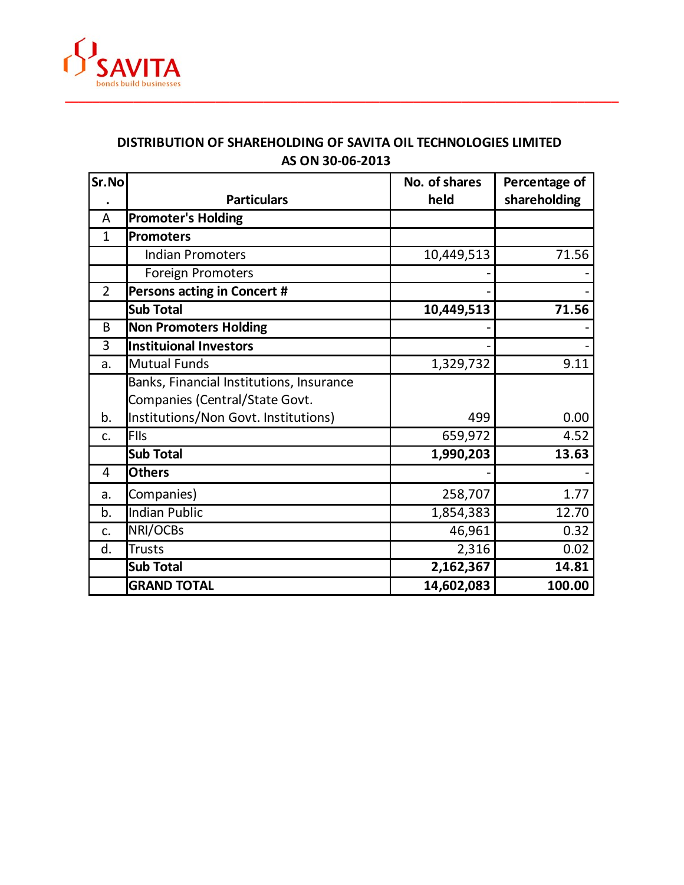SAVITA

bonds build businesses

## DISTRIBUTION OF SHAREHOLDING OF SAVITA OIL TECHNOLOGIES LIMITED AS ON 30-06-2013

| Sr.No. | Particulars | No. of shares held | Percentage of shareholding |
|---|---|---|---|
| A | **Promoter's Holding** | | |
| 1 | **Promoters** | | |
| | Indian Promoters | 10,449,513 | 71.56 |
| | Foreign Promoters | - | - |
| 2 | **Persons acting in Concert #** | - | - |
| | **Sub Total** | **10,449,513** | **71.56** |
| B | **Non Promoters Holding** | - | - |
| 3 | **Instituional Investors** | - | - |
| a. | Mutual Funds | 1,329,732 | 9.11 |
| b. | Banks, Financial Institutions, Insurance Companies (Central/State Govt. Institutions/Non Govt. Institutions) | 499 | 0.00 |
| c. | FIIs | 659,972 | 4.52 |
| | **Sub Total** | **1,990,203** | **13.63** |
| 4 | **Others** | - | - |
| a. | Companies) | 258,707 | 1.77 |
| b. | Indian Public | 1,854,383 | 12.70 |
| c. | NRI/OCBs | 46,961 | 0.32 |
| d. | Trusts | 2,316 | 0.02 |
| | **Sub Total** | **2,162,367** | **14.81** |
| | **GRAND TOTAL** | **14,602,083** | **100.00** |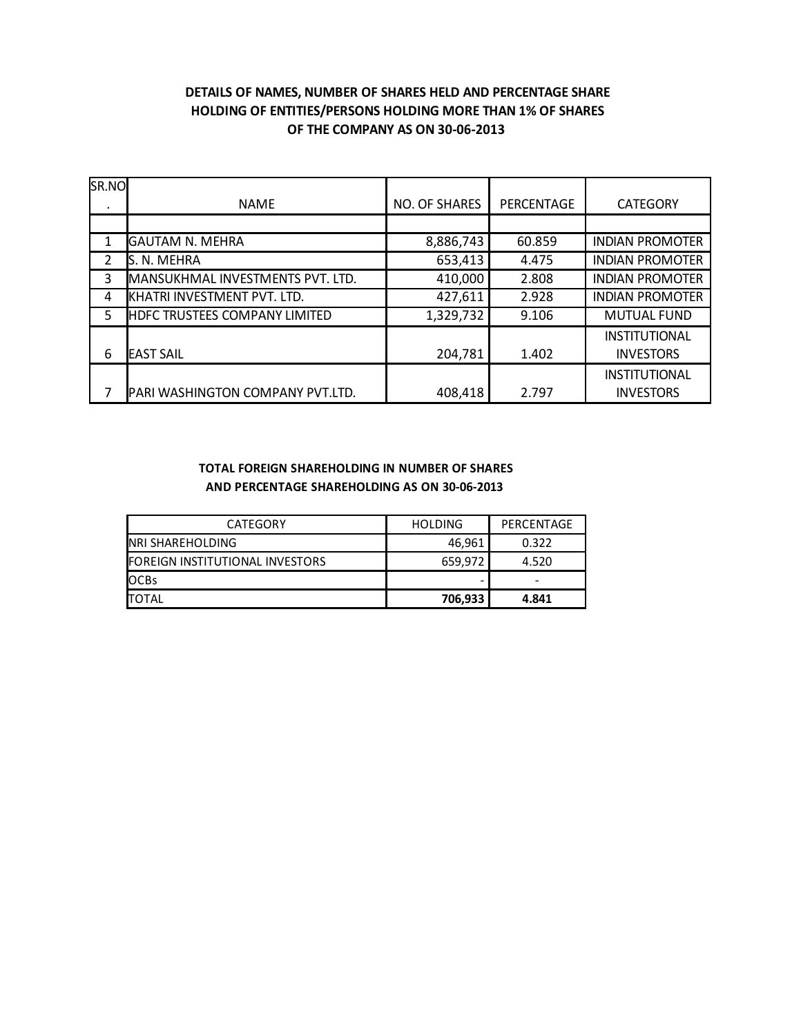**DETAILS OF NAMES, NUMBER OF SHARES HELD AND PERCENTAGE SHARE HOLDING OF ENTITIES/PERSONS HOLDING MORE THAN 1% OF SHARES OF THE COMPANY AS ON 30-06-2013**

| SR.NO. | NAME | NO. OF SHARES | PERCENTAGE | CATEGORY |
|---|---|---|---|---|
| 1 | GAUTAM N. MEHRA | 8,886,743 | 60.859 | INDIAN PROMOTER |
| 2 | S. N. MEHRA | 653,413 | 4.475 | INDIAN PROMOTER |
| 3 | MANSUKHMAL INVESTMENTS PVT. LTD. | 410,000 | 2.808 | INDIAN PROMOTER |
| 4 | KHATRI INVESTMENT PVT. LTD. | 427,611 | 2.928 | INDIAN PROMOTER |
| 5 | HDFC TRUSTEES COMPANY LIMITED | 1,329,732 | 9.106 | MUTUAL FUND |
| 6 | EAST SAIL | 204,781 | 1.402 | INSTITUTIONAL INVESTORS |
| 7 | PARI WASHINGTON COMPANY PVT.LTD. | 408,418 | 2.797 | INSTITUTIONAL INVESTORS |

**TOTAL FOREIGN SHAREHOLDING IN NUMBER OF SHARES AND PERCENTAGE SHAREHOLDING AS ON 30-06-2013**

| CATEGORY | HOLDING | PERCENTAGE |
|---|---|---|
| NRI SHAREHOLDING | 46,961 | 0.322 |
| FOREIGN INSTITUTIONAL INVESTORS | 659,972 | 4.520 |
| OCBs | - | - |
| TOTAL | **706,933** | **4.841** |